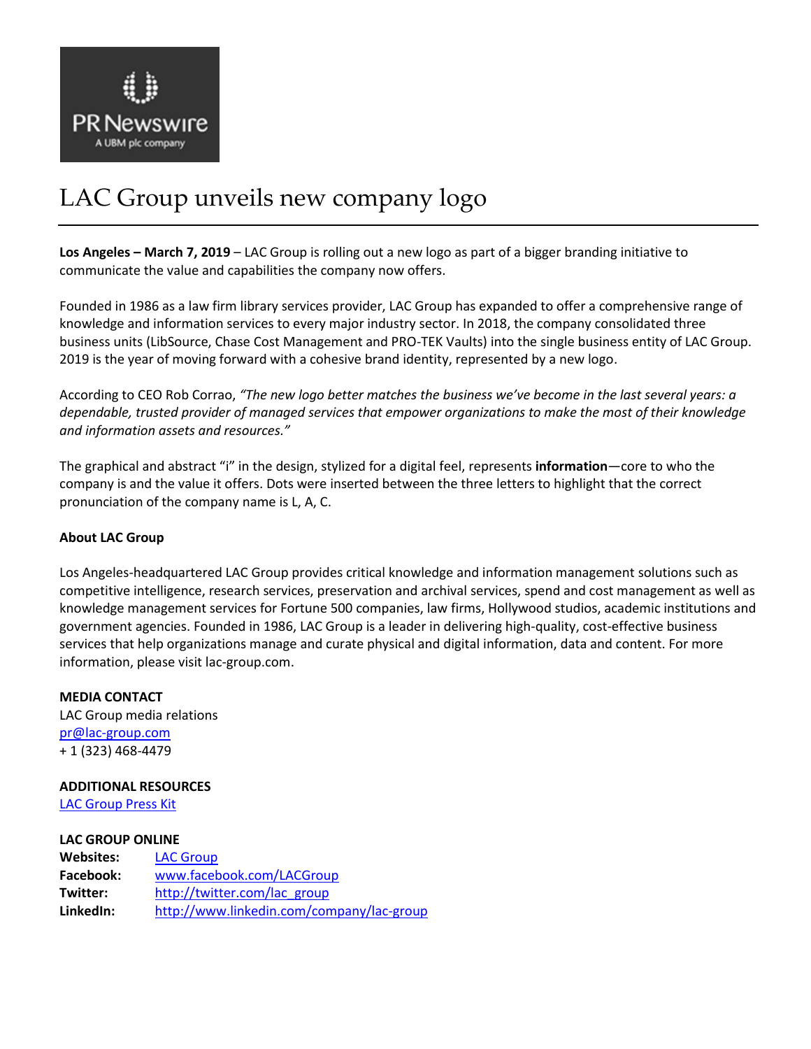PR Newswire
A UBM plc company

# LAC Group unveils new company logo

**Los Angeles – March 7, 2019** – LAC Group is rolling out a new logo as part of a bigger branding initiative to communicate the value and capabilities the company now offers.

Founded in 1986 as a law firm library services provider, LAC Group has expanded to offer a comprehensive range of knowledge and information services to every major industry sector. In 2018, the company consolidated three business units (LibSource, Chase Cost Management and PRO-TEK Vaults) into the single business entity of LAC Group. 2019 is the year of moving forward with a cohesive brand identity, represented by a new logo.

According to CEO Rob Corrao, *"The new logo better matches the business we've become in the last several years: a dependable, trusted provider of managed services that empower organizations to make the most of their knowledge and information assets and resources."*

The graphical and abstract "i" in the design, stylized for a digital feel, represents **information**—core to who the company is and the value it offers. Dots were inserted between the three letters to highlight that the correct pronunciation of the company name is L, A, C.

**About LAC Group**

Los Angeles-headquartered LAC Group provides critical knowledge and information management solutions such as competitive intelligence, research services, preservation and archival services, spend and cost management as well as knowledge management services for Fortune 500 companies, law firms, Hollywood studios, academic institutions and government agencies. Founded in 1986, LAC Group is a leader in delivering high-quality, cost-effective business services that help organizations manage and curate physical and digital information, data and content. For more information, please visit lac-group.com.

**MEDIA CONTACT**
LAC Group media relations
pr@lac-group.com
+ 1 (323) 468-4479

**ADDITIONAL RESOURCES**
LAC Group Press Kit

**LAC GROUP ONLINE**

| | |
|---|---|
| **Websites:** | LAC Group |
| **Facebook:** | www.facebook.com/LACGroup |
| **Twitter:** | http://twitter.com/lac_group |
| **LinkedIn:** | http://www.linkedin.com/company/lac-group |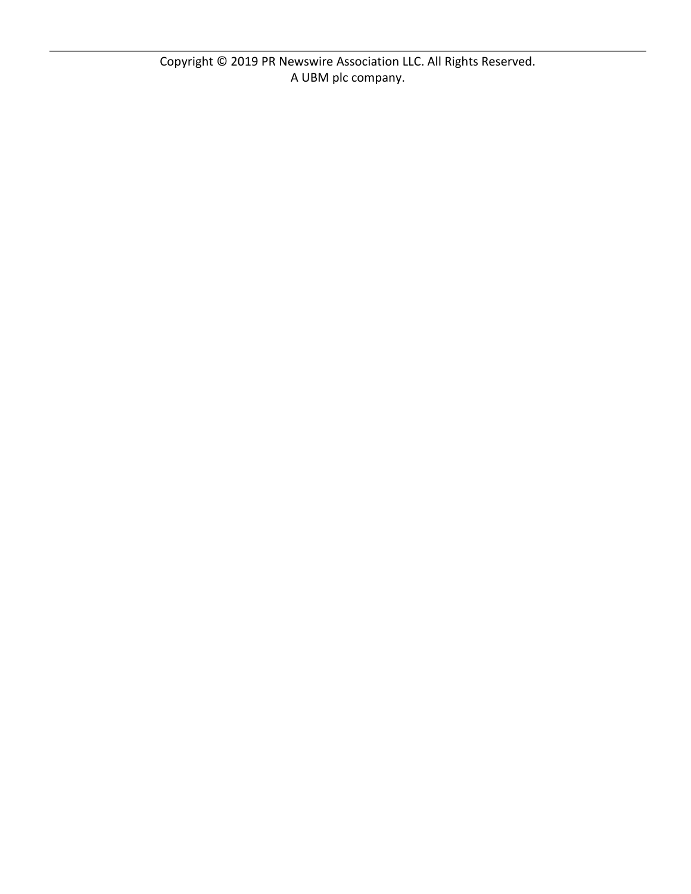Copyright © 2019 PR Newswire Association LLC. All Rights Reserved.
A UBM plc company.